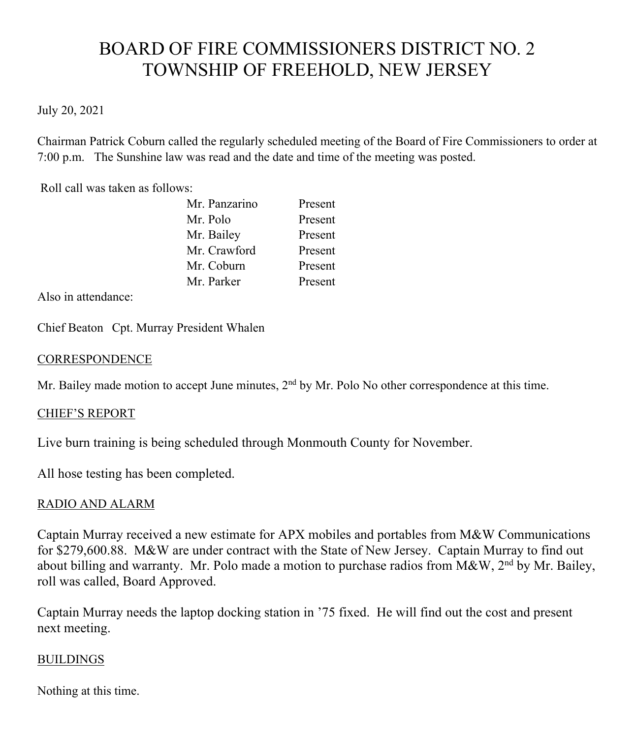# BOARD OF FIRE COMMISSIONERS DISTRICT NO. 2
# TOWNSHIP OF FREEHOLD, NEW JERSEY

July 20, 2021

Chairman Patrick Coburn called the regularly scheduled meeting of the Board of Fire Commissioners to order at 7:00 p.m. The Sunshine law was read and the date and time of the meeting was posted.

Roll call was taken as follows:

| | |
|---|---|
| Mr. Panzarino | Present |
| Mr. Polo | Present |
| Mr. Bailey | Present |
| Mr. Crawford | Present |
| Mr. Coburn | Present |
| Mr. Parker | Present |

Also in attendance:

Chief Beaton Cpt. Murray President Whalen

## CORRESPONDENCE

Mr. Bailey made motion to accept June minutes, 2nd by Mr. Polo No other correspondence at this time.

## CHIEF'S REPORT

Live burn training is being scheduled through Monmouth County for November.

All hose testing has been completed.

## RADIO AND ALARM

Captain Murray received a new estimate for APX mobiles and portables from M&W Communications for $279,600.88. M&W are under contract with the State of New Jersey. Captain Murray to find out about billing and warranty. Mr. Polo made a motion to purchase radios from M&W, 2nd by Mr. Bailey, roll was called, Board Approved.

Captain Murray needs the laptop docking station in '75 fixed. He will find out the cost and present next meeting.

## BUILDINGS

Nothing at this time.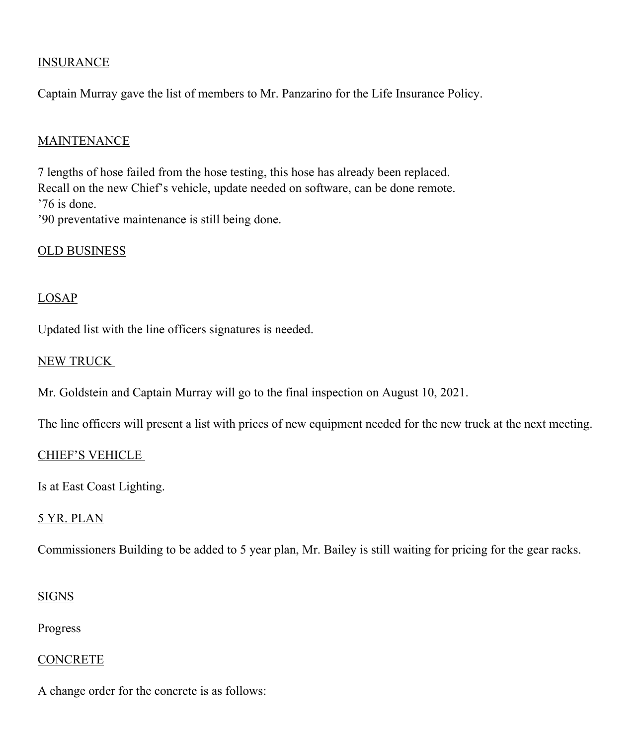<u>INSURANCE</u>

Captain Murray gave the list of members to Mr. Panzarino for the Life Insurance Policy.

<u>MAINTENANCE</u>

7 lengths of hose failed from the hose testing, this hose has already been replaced.
Recall on the new Chief's vehicle, update needed on software, can be done remote.
'76 is done.
'90 preventative maintenance is still being done.

<u>OLD BUSINESS</u>

<u>LOSAP</u>

Updated list with the line officers signatures is needed.

<u>NEW TRUCK</u>

Mr. Goldstein and Captain Murray will go to the final inspection on August 10, 2021.

The line officers will present a list with prices of new equipment needed for the new truck at the next meeting.

<u>CHIEF'S VEHICLE</u>

Is at East Coast Lighting.

<u>5 YR. PLAN</u>

Commissioners Building to be added to 5 year plan, Mr. Bailey is still waiting for pricing for the gear racks.

<u>SIGNS</u>

Progress

<u>CONCRETE</u>

A change order for the concrete is as follows: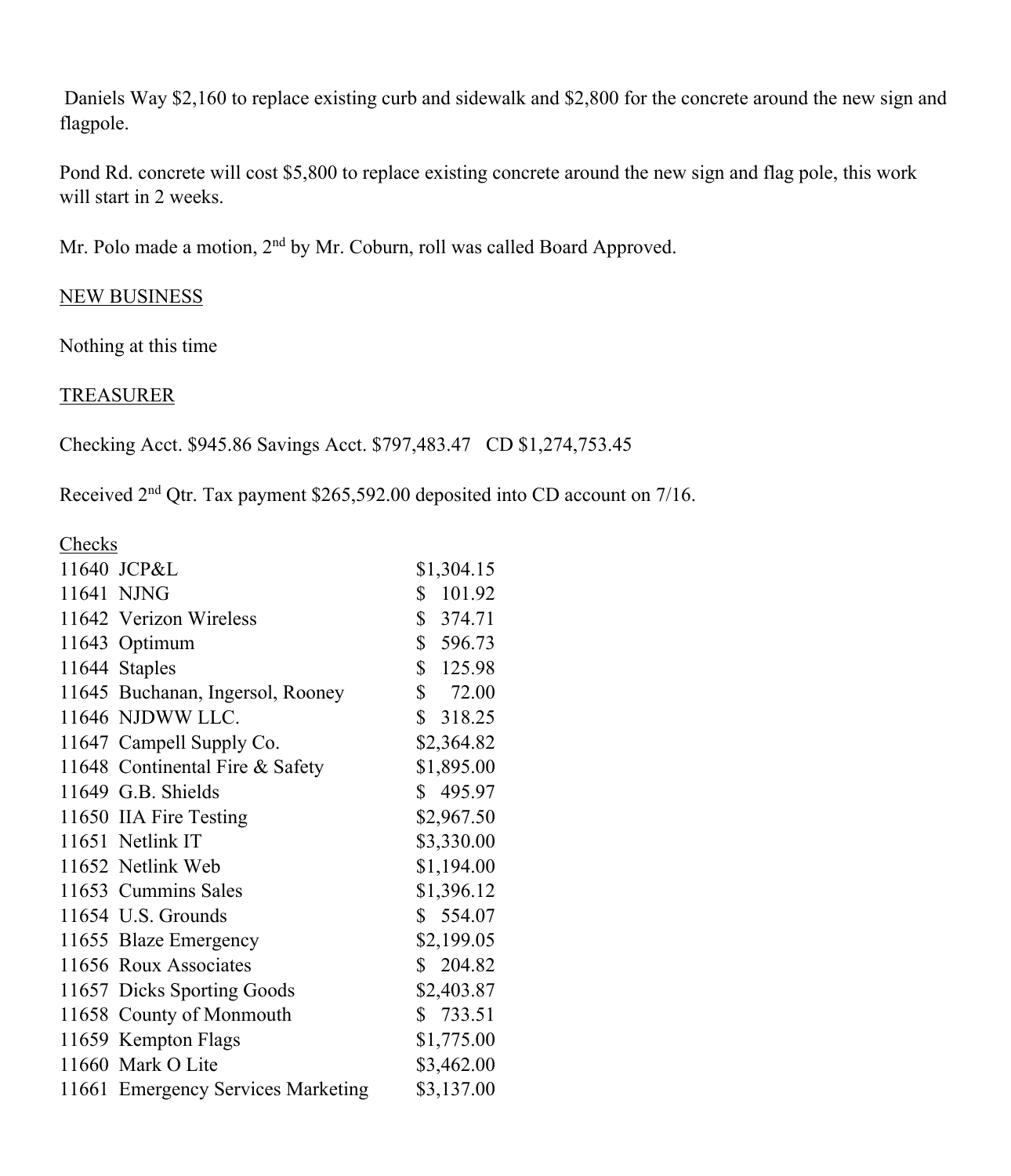Daniels Way $2,160 to replace existing curb and sidewalk and $2,800 for the concrete around the new sign and flagpole.

Pond Rd. concrete will cost $5,800 to replace existing concrete around the new sign and flag pole, this work will start in 2 weeks.

Mr. Polo made a motion, 2nd by Mr. Coburn, roll was called Board Approved.

NEW BUSINESS

Nothing at this time

TREASURER

Checking Acct. $945.86 Savings Acct. $797,483.47   CD $1,274,753.45

Received 2nd Qtr. Tax payment $265,592.00 deposited into CD account on 7/16.

Checks

| | | |
|---|---|---|
| 11640 | JCP&L | $1,304.15 |
| 11641 | NJNG | $ 101.92 |
| 11642 | Verizon Wireless | $ 374.71 |
| 11643 | Optimum | $ 596.73 |
| 11644 | Staples | $ 125.98 |
| 11645 | Buchanan, Ingersol, Rooney | $ 72.00 |
| 11646 | NJDWW LLC. | $ 318.25 |
| 11647 | Campell Supply Co. | $2,364.82 |
| 11648 | Continental Fire & Safety | $1,895.00 |
| 11649 | G.B. Shields | $ 495.97 |
| 11650 | IIA Fire Testing | $2,967.50 |
| 11651 | Netlink IT | $3,330.00 |
| 11652 | Netlink Web | $1,194.00 |
| 11653 | Cummins Sales | $1,396.12 |
| 11654 | U.S. Grounds | $ 554.07 |
| 11655 | Blaze Emergency | $2,199.05 |
| 11656 | Roux Associates | $ 204.82 |
| 11657 | Dicks Sporting Goods | $2,403.87 |
| 11658 | County of Monmouth | $ 733.51 |
| 11659 | Kempton Flags | $1,775.00 |
| 11660 | Mark O Lite | $3,462.00 |
| 11661 | Emergency Services Marketing | $3,137.00 |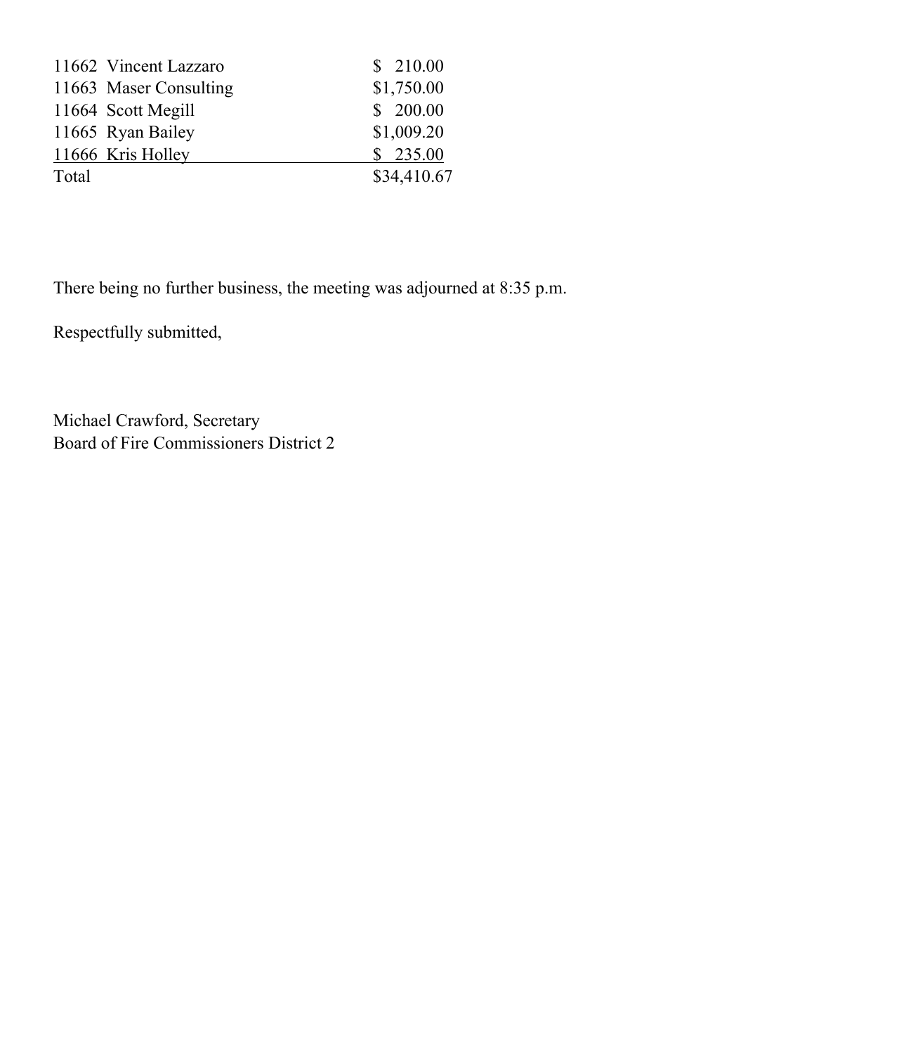| | |
|---|---|
| 11662 Vincent Lazzaro | $ 210.00 |
| 11663 Maser Consulting | $1,750.00 |
| 11664 Scott Megill | $ 200.00 |
| 11665 Ryan Bailey | $1,009.20 |
| 11666 Kris Holley | $ 235.00 |
| Total | $34,410.67 |

There being no further business, the meeting was adjourned at 8:35 p.m.

Respectfully submitted,

Michael Crawford, Secretary
Board of Fire Commissioners District 2